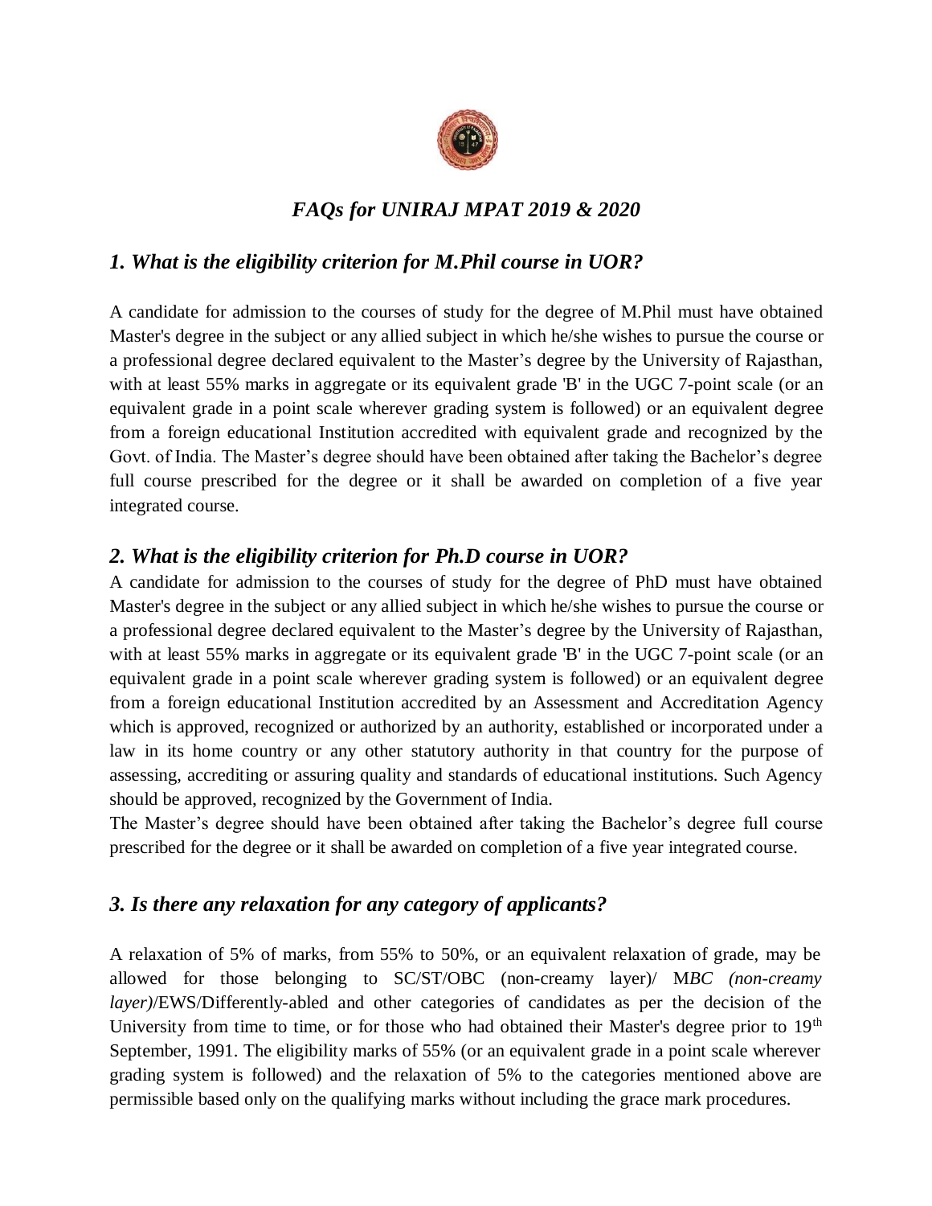# *FAQs for UNIRAJ MPAT 2019 & 2020*

## *1. What is the eligibility criterion for M.Phil course in UOR?*

A candidate for admission to the courses of study for the degree of M.Phil must have obtained Master's degree in the subject or any allied subject in which he/she wishes to pursue the course or a professional degree declared equivalent to the Master's degree by the University of Rajasthan, with at least 55% marks in aggregate or its equivalent grade 'B' in the UGC 7-point scale (or an equivalent grade in a point scale wherever grading system is followed) or an equivalent degree from a foreign educational Institution accredited with equivalent grade and recognized by the Govt. of India. The Master's degree should have been obtained after taking the Bachelor's degree full course prescribed for the degree or it shall be awarded on completion of a five year integrated course.

## *2. What is the eligibility criterion for Ph.D course in UOR?*

A candidate for admission to the courses of study for the degree of PhD must have obtained Master's degree in the subject or any allied subject in which he/she wishes to pursue the course or a professional degree declared equivalent to the Master's degree by the University of Rajasthan, with at least 55% marks in aggregate or its equivalent grade 'B' in the UGC 7-point scale (or an equivalent grade in a point scale wherever grading system is followed) or an equivalent degree from a foreign educational Institution accredited by an Assessment and Accreditation Agency which is approved, recognized or authorized by an authority, established or incorporated under a law in its home country or any other statutory authority in that country for the purpose of assessing, accrediting or assuring quality and standards of educational institutions. Such Agency should be approved, recognized by the Government of India.

The Master's degree should have been obtained after taking the Bachelor's degree full course prescribed for the degree or it shall be awarded on completion of a five year integrated course.

## *3. Is there any relaxation for any category of applicants?*

A relaxation of 5% of marks, from 55% to 50%, or an equivalent relaxation of grade, may be allowed for those belonging to SC/ST/OBC (non-creamy layer)/ M*BC (non-creamy layer)*/EWS/Differently-abled and other categories of candidates as per the decision of the University from time to time, or for those who had obtained their Master's degree prior to 19th September, 1991. The eligibility marks of 55% (or an equivalent grade in a point scale wherever grading system is followed) and the relaxation of 5% to the categories mentioned above are permissible based only on the qualifying marks without including the grace mark procedures.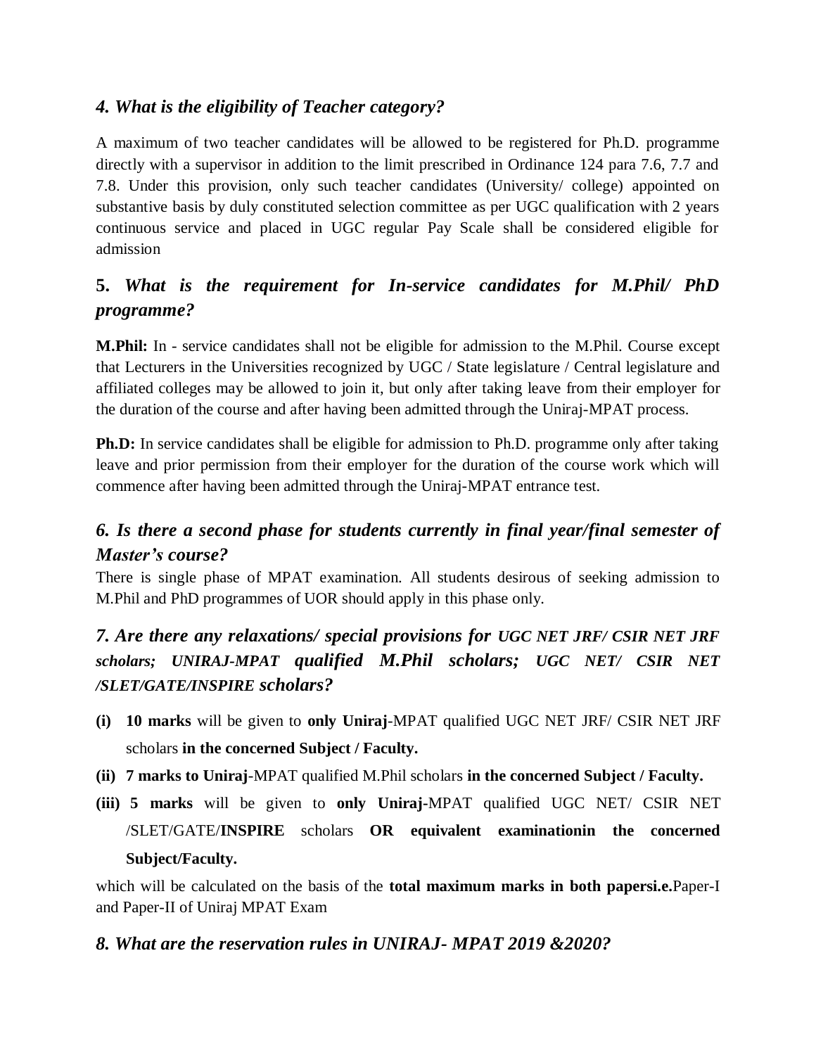### *4. What is the eligibility of Teacher category?*

A maximum of two teacher candidates will be allowed to be registered for Ph.D. programme directly with a supervisor in addition to the limit prescribed in Ordinance 124 para 7.6, 7.7 and 7.8. Under this provision, only such teacher candidates (University/ college) appointed on substantive basis by duly constituted selection committee as per UGC qualification with 2 years continuous service and placed in UGC regular Pay Scale shall be considered eligible for admission

### 5. *What is the requirement for In-service candidates for M.Phil/ PhD programme?*

**M.Phil:** In - service candidates shall not be eligible for admission to the M.Phil. Course except that Lecturers in the Universities recognized by UGC / State legislature / Central legislature and affiliated colleges may be allowed to join it, but only after taking leave from their employer for the duration of the course and after having been admitted through the Uniraj-MPAT process.

**Ph.D:** In service candidates shall be eligible for admission to Ph.D. programme only after taking leave and prior permission from their employer for the duration of the course work which will commence after having been admitted through the Uniraj-MPAT entrance test.

### *6. Is there a second phase for students currently in final year/final semester of Master's course?*

There is single phase of MPAT examination. All students desirous of seeking admission to M.Phil and PhD programmes of UOR should apply in this phase only.

### *7. Are there any relaxations/ special provisions for UGC NET JRF/ CSIR NET JRF scholars; UNIRAJ-MPAT qualified M.Phil scholars; UGC NET/ CSIR NET /SLET/GATE/INSPIRE scholars?*

- **(i) 10 marks** will be given to **only Uniraj**-MPAT qualified UGC NET JRF/ CSIR NET JRF scholars **in the concerned Subject / Faculty.**
- **(ii) 7 marks to Uniraj**-MPAT qualified M.Phil scholars **in the concerned Subject / Faculty.**
- **(iii) 5 marks** will be given to **only Uniraj-**MPAT qualified UGC NET/ CSIR NET /SLET/GATE/**INSPIRE** scholars **OR equivalent examinationin the concerned Subject/Faculty.**

which will be calculated on the basis of the **total maximum marks in both papersi.e.**Paper-I and Paper-II of Uniraj MPAT Exam

### *8. What are the reservation rules in UNIRAJ- MPAT 2019 &2020?*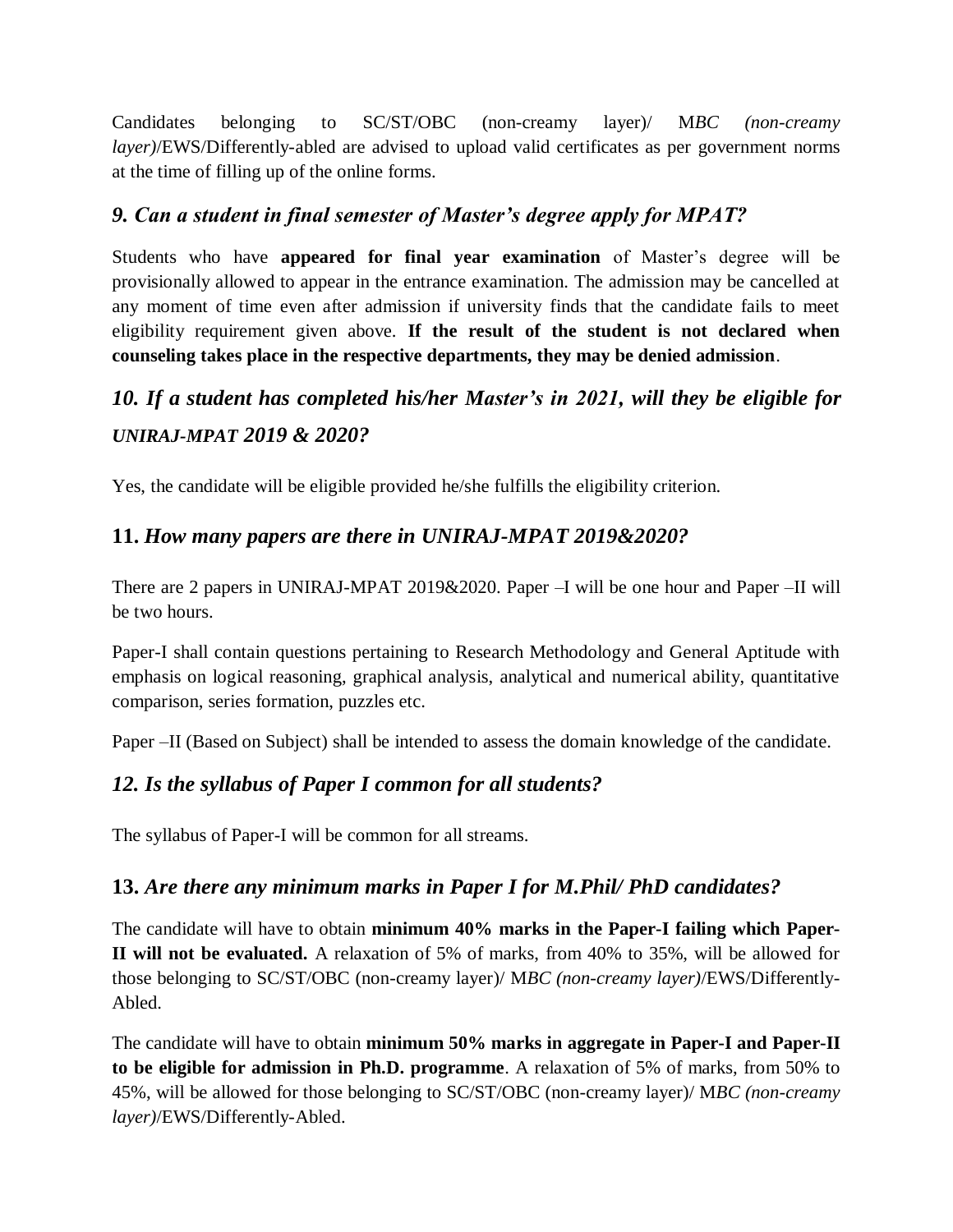Candidates belonging to SC/ST/OBC (non-creamy layer)/ M*BC (non-creamy layer)*/EWS/Differently-abled are advised to upload valid certificates as per government norms at the time of filling up of the online forms.

### *9. Can a student in final semester of Master's degree apply for MPAT?*

Students who have **appeared for final year examination** of Master's degree will be provisionally allowed to appear in the entrance examination. The admission may be cancelled at any moment of time even after admission if university finds that the candidate fails to meet eligibility requirement given above. **If the result of the student is not declared when counseling takes place in the respective departments, they may be denied admission**.

### *10. If a student has completed his/her Master's in 2021, will they be eligible for UNIRAJ-MPAT 2019 & 2020?*

Yes, the candidate will be eligible provided he/she fulfills the eligibility criterion.

### 11. *How many papers are there in UNIRAJ-MPAT 2019&2020?*

There are 2 papers in UNIRAJ-MPAT 2019&2020. Paper –I will be one hour and Paper –II will be two hours.

Paper-I shall contain questions pertaining to Research Methodology and General Aptitude with emphasis on logical reasoning, graphical analysis, analytical and numerical ability, quantitative comparison, series formation, puzzles etc.

Paper –II (Based on Subject) shall be intended to assess the domain knowledge of the candidate.

### *12. Is the syllabus of Paper I common for all students?*

The syllabus of Paper-I will be common for all streams.

### 13. *Are there any minimum marks in Paper I for M.Phil/ PhD candidates?*

The candidate will have to obtain **minimum 40% marks in the Paper-I failing which Paper-II will not be evaluated.** A relaxation of 5% of marks, from 40% to 35%, will be allowed for those belonging to SC/ST/OBC (non-creamy layer)/ M*BC (non-creamy layer)*/EWS/Differently-Abled.

The candidate will have to obtain **minimum 50% marks in aggregate in Paper-I and Paper-II to be eligible for admission in Ph.D. programme**. A relaxation of 5% of marks, from 50% to 45%, will be allowed for those belonging to SC/ST/OBC (non-creamy layer)/ M*BC (non-creamy layer)*/EWS/Differently-Abled.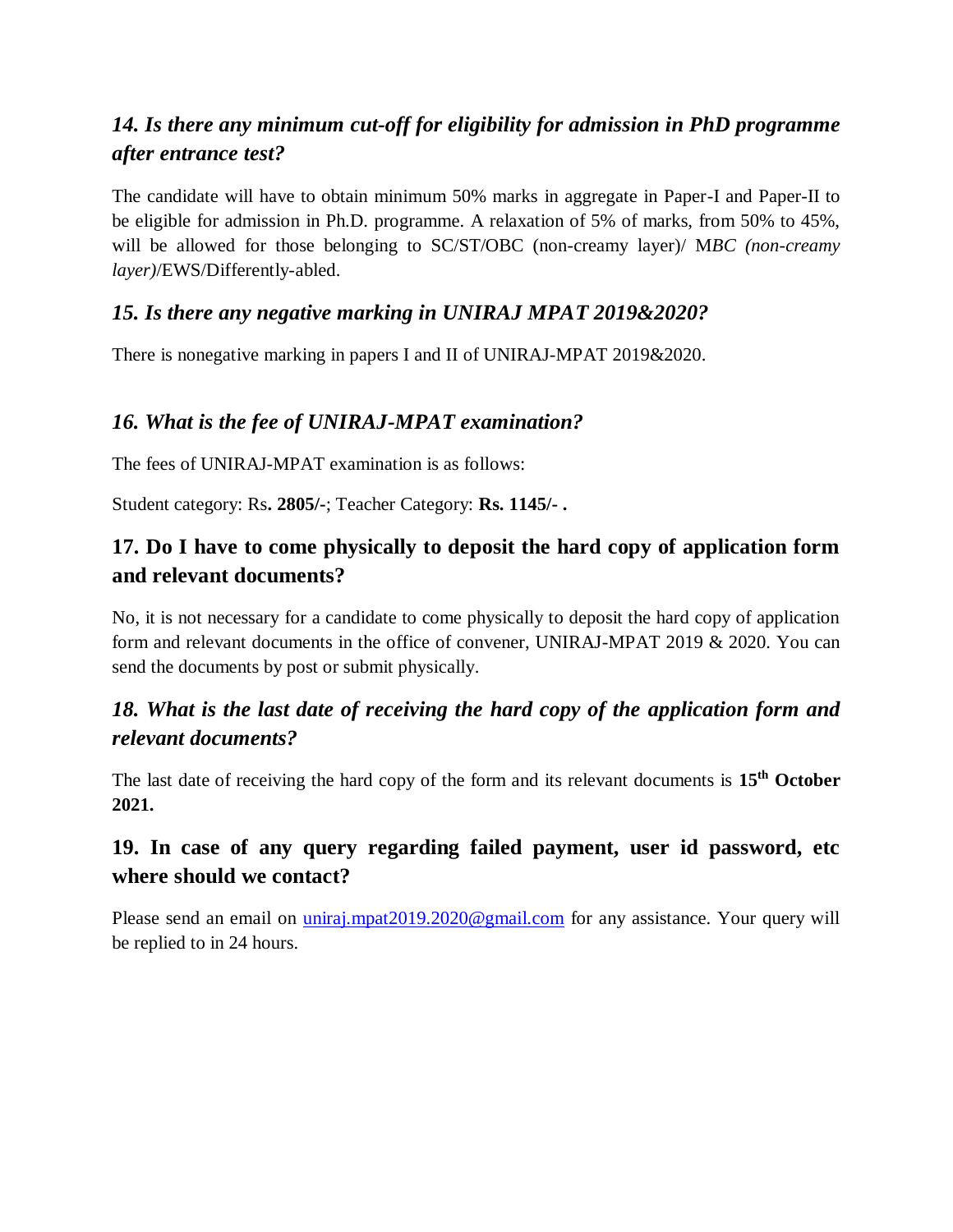### *14. Is there any minimum cut-off for eligibility for admission in PhD programme after entrance test?*

The candidate will have to obtain minimum 50% marks in aggregate in Paper-I and Paper-II to be eligible for admission in Ph.D. programme. A relaxation of 5% of marks, from 50% to 45%, will be allowed for those belonging to SC/ST/OBC (non-creamy layer)/ M*BC (non-creamy layer)*/EWS/Differently-abled.

### *15. Is there any negative marking in UNIRAJ MPAT 2019&2020?*

There is nonegative marking in papers I and II of UNIRAJ-MPAT 2019&2020.

### *16. What is the fee of UNIRAJ-MPAT examination?*

The fees of UNIRAJ-MPAT examination is as follows:

Student category: Rs**. 2805/-**; Teacher Category: **Rs. 1145/- .**

### **17. Do I have to come physically to deposit the hard copy of application form and relevant documents?**

No, it is not necessary for a candidate to come physically to deposit the hard copy of application form and relevant documents in the office of convener, UNIRAJ-MPAT 2019 & 2020. You can send the documents by post or submit physically.

### *18. What is the last date of receiving the hard copy of the application form and relevant documents?*

The last date of receiving the hard copy of the form and its relevant documents is **15th October 2021.**

### **19. In case of any query regarding failed payment, user id password, etc where should we contact?**

Please send an email on uniraj.mpat2019.2020@gmail.com for any assistance. Your query will be replied to in 24 hours.